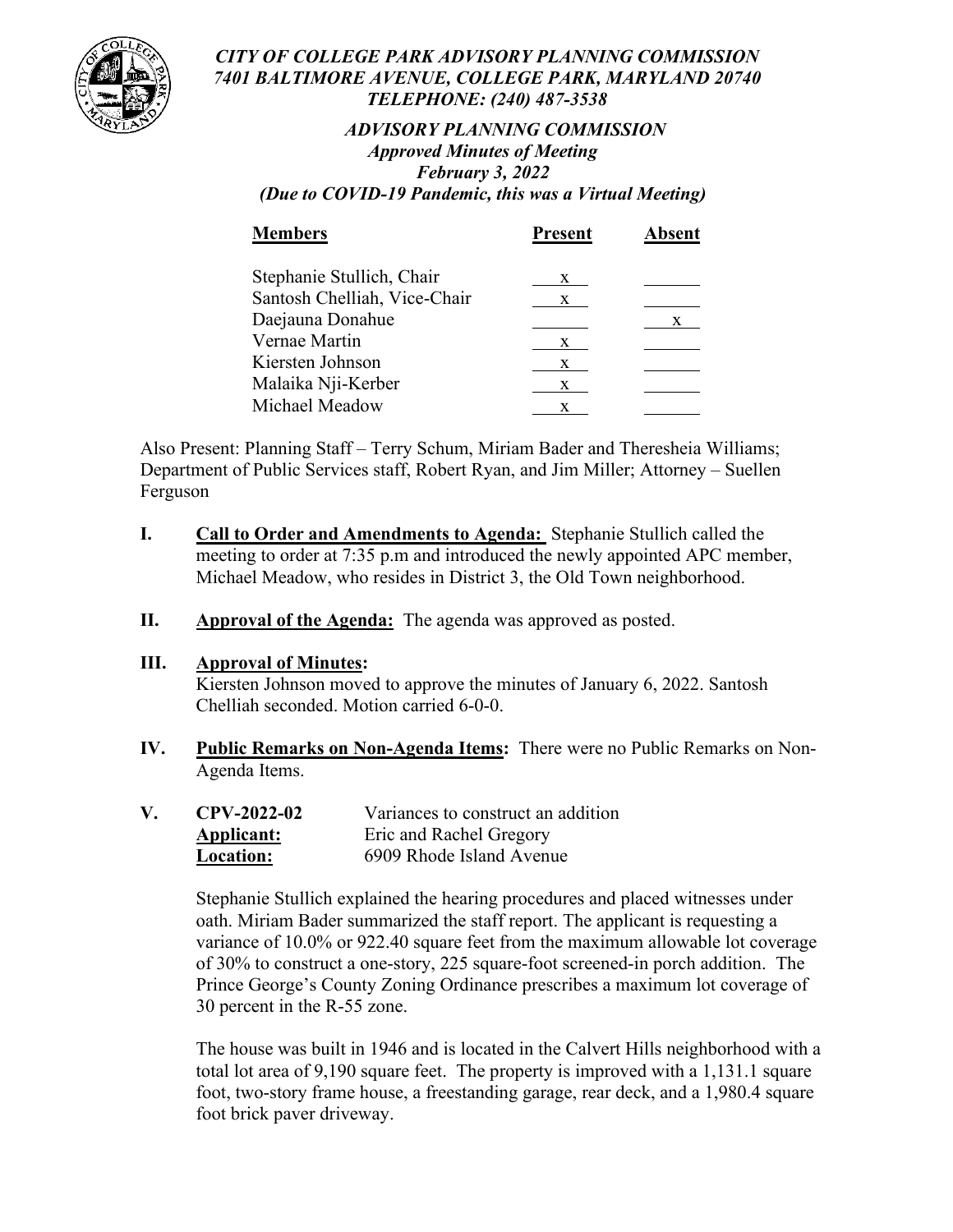*CITY OF COLLEGE PARK ADVISORY PLANNING COMMISSION*
*7401 BALTIMORE AVENUE, COLLEGE PARK, MARYLAND 20740*
*TELEPHONE: (240) 487-3538*

***ADVISORY PLANNING COMMISSION***
***Approved Minutes of Meeting***
***February 3, 2022***
***(Due to COVID-19 Pandemic, this was a Virtual Meeting)***

| **Members** | **Present** | **Absent** |
|---|---|---|
| Stephanie Stullich, Chair | x | |
| Santosh Chelliah, Vice-Chair | x | |
| Daejauna Donahue | | x |
| Vernae Martin | x | |
| Kiersten Johnson | x | |
| Malaika Nji-Kerber | x | |
| Michael Meadow | x | |

Also Present: Planning Staff – Terry Schum, Miriam Bader and Theresheia Williams; Department of Public Services staff, Robert Ryan, and Jim Miller; Attorney – Suellen Ferguson

**I. Call to Order and Amendments to Agenda:** Stephanie Stullich called the meeting to order at 7:35 p.m and introduced the newly appointed APC member, Michael Meadow, who resides in District 3, the Old Town neighborhood.

**II. Approval of the Agenda:** The agenda was approved as posted.

**III. Approval of Minutes:**
Kiersten Johnson moved to approve the minutes of January 6, 2022. Santosh Chelliah seconded. Motion carried 6-0-0.

**IV. Public Remarks on Non-Agenda Items:** There were no Public Remarks on Non-Agenda Items.

**V. CPV-2022-02** Variances to construct an addition
**Applicant:** Eric and Rachel Gregory
**Location:** 6909 Rhode Island Avenue

Stephanie Stullich explained the hearing procedures and placed witnesses under oath. Miriam Bader summarized the staff report. The applicant is requesting a variance of 10.0% or 922.40 square feet from the maximum allowable lot coverage of 30% to construct a one-story, 225 square-foot screened-in porch addition. The Prince George's County Zoning Ordinance prescribes a maximum lot coverage of 30 percent in the R-55 zone.

The house was built in 1946 and is located in the Calvert Hills neighborhood with a total lot area of 9,190 square feet. The property is improved with a 1,131.1 square foot, two-story frame house, a freestanding garage, rear deck, and a 1,980.4 square foot brick paver driveway.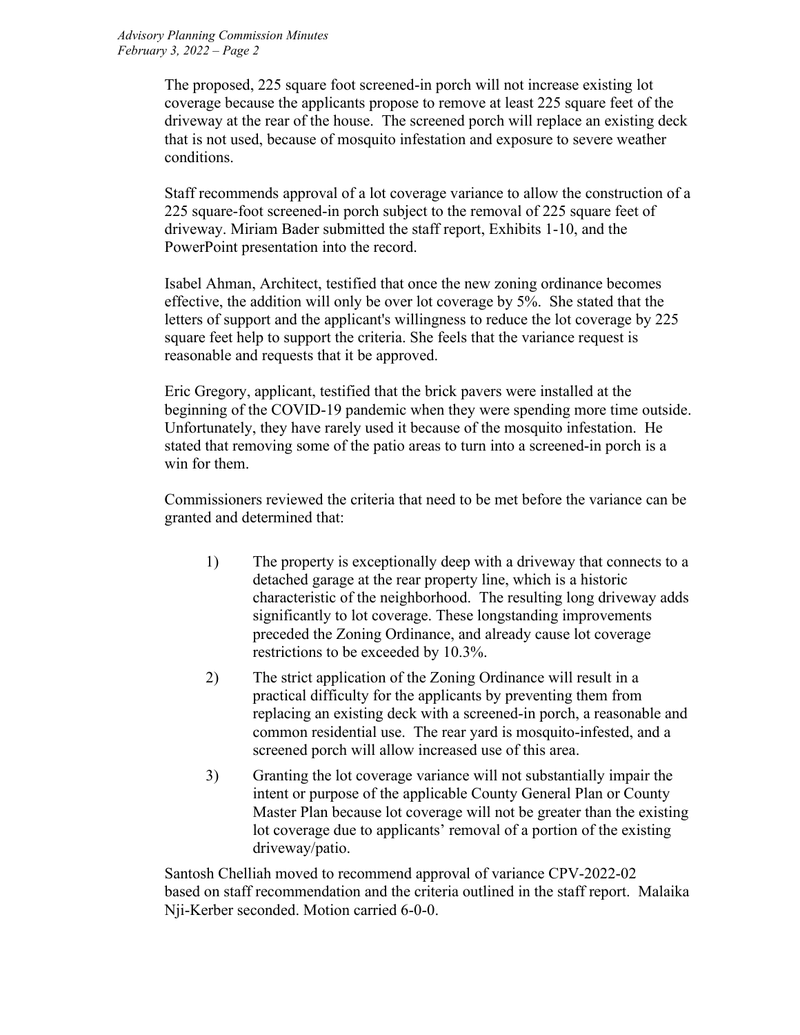The proposed, 225 square foot screened-in porch will not increase existing lot coverage because the applicants propose to remove at least 225 square feet of the driveway at the rear of the house. The screened porch will replace an existing deck that is not used, because of mosquito infestation and exposure to severe weather conditions.

Staff recommends approval of a lot coverage variance to allow the construction of a 225 square-foot screened-in porch subject to the removal of 225 square feet of driveway. Miriam Bader submitted the staff report, Exhibits 1-10, and the PowerPoint presentation into the record.

Isabel Ahman, Architect, testified that once the new zoning ordinance becomes effective, the addition will only be over lot coverage by 5%. She stated that the letters of support and the applicant's willingness to reduce the lot coverage by 225 square feet help to support the criteria. She feels that the variance request is reasonable and requests that it be approved.

Eric Gregory, applicant, testified that the brick pavers were installed at the beginning of the COVID-19 pandemic when they were spending more time outside. Unfortunately, they have rarely used it because of the mosquito infestation. He stated that removing some of the patio areas to turn into a screened-in porch is a win for them.

Commissioners reviewed the criteria that need to be met before the variance can be granted and determined that:

1) The property is exceptionally deep with a driveway that connects to a detached garage at the rear property line, which is a historic characteristic of the neighborhood. The resulting long driveway adds significantly to lot coverage. These longstanding improvements preceded the Zoning Ordinance, and already cause lot coverage restrictions to be exceeded by 10.3%.
2) The strict application of the Zoning Ordinance will result in a practical difficulty for the applicants by preventing them from replacing an existing deck with a screened-in porch, a reasonable and common residential use. The rear yard is mosquito-infested, and a screened porch will allow increased use of this area.
3) Granting the lot coverage variance will not substantially impair the intent or purpose of the applicable County General Plan or County Master Plan because lot coverage will not be greater than the existing lot coverage due to applicants' removal of a portion of the existing driveway/patio.

Santosh Chelliah moved to recommend approval of variance CPV-2022-02 based on staff recommendation and the criteria outlined in the staff report. Malaika Nji-Kerber seconded. Motion carried 6-0-0.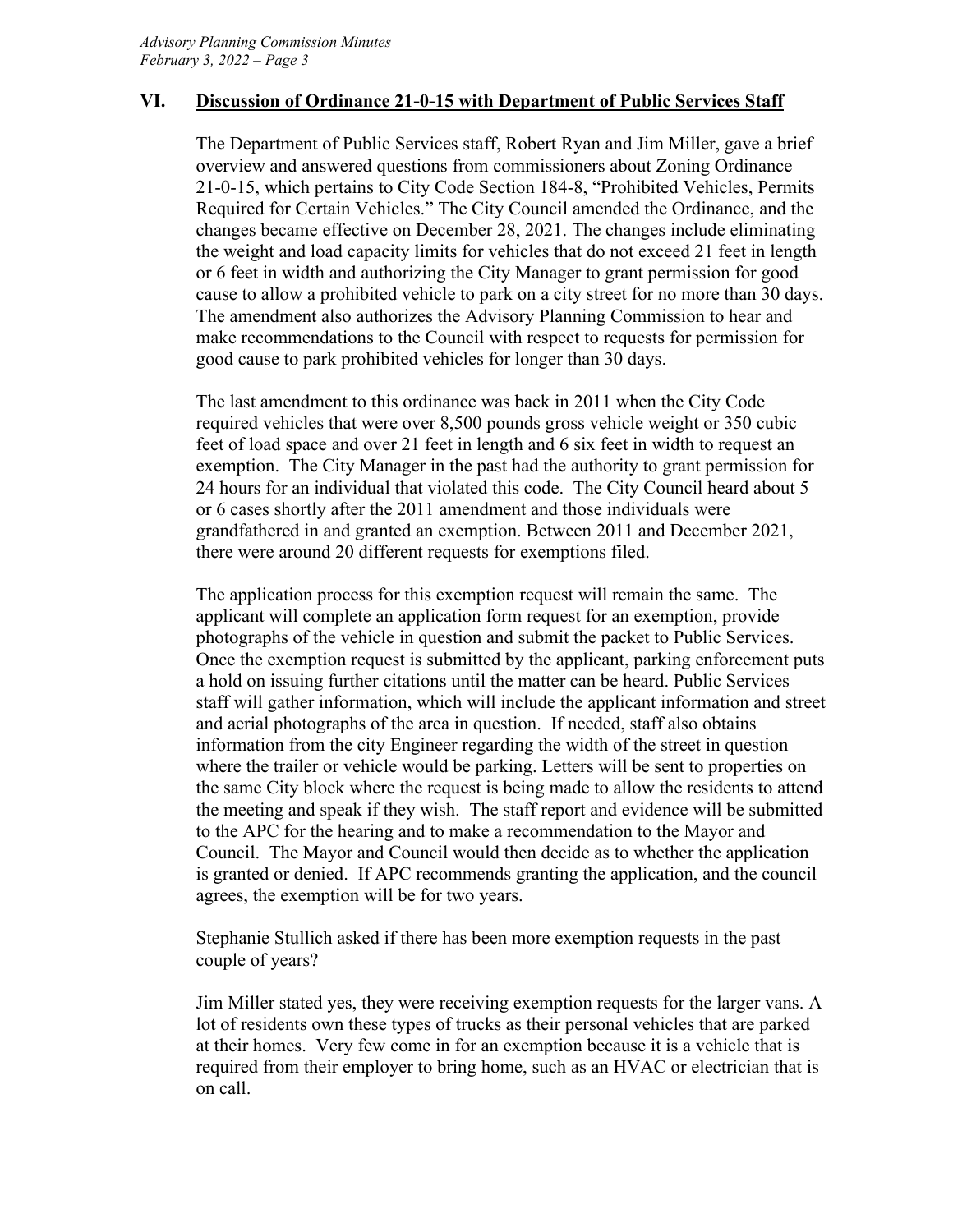## VI. Discussion of Ordinance 21-0-15 with Department of Public Services Staff

The Department of Public Services staff, Robert Ryan and Jim Miller, gave a brief overview and answered questions from commissioners about Zoning Ordinance 21-0-15, which pertains to City Code Section 184-8, "Prohibited Vehicles, Permits Required for Certain Vehicles." The City Council amended the Ordinance, and the changes became effective on December 28, 2021. The changes include eliminating the weight and load capacity limits for vehicles that do not exceed 21 feet in length or 6 feet in width and authorizing the City Manager to grant permission for good cause to allow a prohibited vehicle to park on a city street for no more than 30 days. The amendment also authorizes the Advisory Planning Commission to hear and make recommendations to the Council with respect to requests for permission for good cause to park prohibited vehicles for longer than 30 days.

The last amendment to this ordinance was back in 2011 when the City Code required vehicles that were over 8,500 pounds gross vehicle weight or 350 cubic feet of load space and over 21 feet in length and 6 six feet in width to request an exemption. The City Manager in the past had the authority to grant permission for 24 hours for an individual that violated this code. The City Council heard about 5 or 6 cases shortly after the 2011 amendment and those individuals were grandfathered in and granted an exemption. Between 2011 and December 2021, there were around 20 different requests for exemptions filed.

The application process for this exemption request will remain the same. The applicant will complete an application form request for an exemption, provide photographs of the vehicle in question and submit the packet to Public Services. Once the exemption request is submitted by the applicant, parking enforcement puts a hold on issuing further citations until the matter can be heard. Public Services staff will gather information, which will include the applicant information and street and aerial photographs of the area in question. If needed, staff also obtains information from the city Engineer regarding the width of the street in question where the trailer or vehicle would be parking. Letters will be sent to properties on the same City block where the request is being made to allow the residents to attend the meeting and speak if they wish. The staff report and evidence will be submitted to the APC for the hearing and to make a recommendation to the Mayor and Council. The Mayor and Council would then decide as to whether the application is granted or denied. If APC recommends granting the application, and the council agrees, the exemption will be for two years.

Stephanie Stullich asked if there has been more exemption requests in the past couple of years?

Jim Miller stated yes, they were receiving exemption requests for the larger vans. A lot of residents own these types of trucks as their personal vehicles that are parked at their homes. Very few come in for an exemption because it is a vehicle that is required from their employer to bring home, such as an HVAC or electrician that is on call.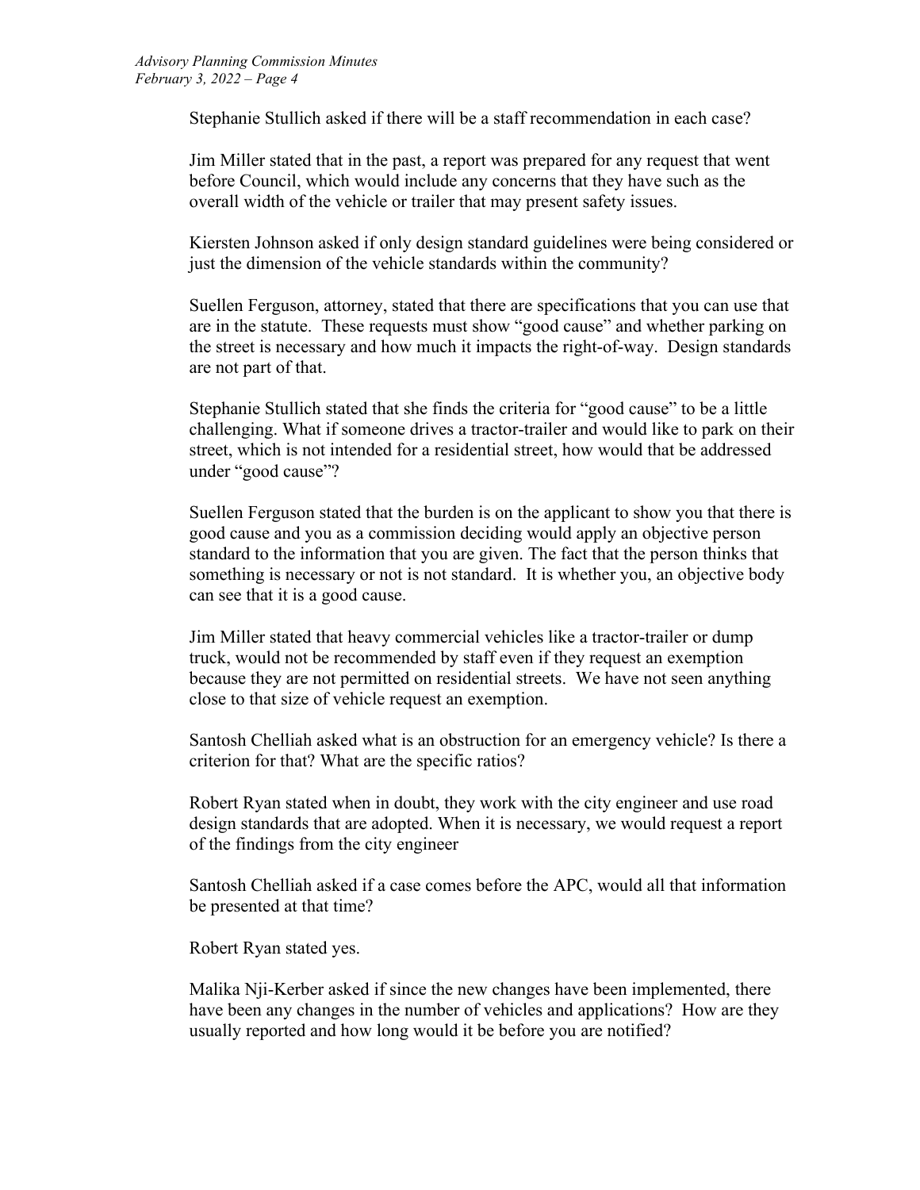Stephanie Stullich asked if there will be a staff recommendation in each case?

Jim Miller stated that in the past, a report was prepared for any request that went before Council, which would include any concerns that they have such as the overall width of the vehicle or trailer that may present safety issues.

Kiersten Johnson asked if only design standard guidelines were being considered or just the dimension of the vehicle standards within the community?

Suellen Ferguson, attorney, stated that there are specifications that you can use that are in the statute. These requests must show "good cause" and whether parking on the street is necessary and how much it impacts the right-of-way. Design standards are not part of that.

Stephanie Stullich stated that she finds the criteria for "good cause" to be a little challenging. What if someone drives a tractor-trailer and would like to park on their street, which is not intended for a residential street, how would that be addressed under "good cause"?

Suellen Ferguson stated that the burden is on the applicant to show you that there is good cause and you as a commission deciding would apply an objective person standard to the information that you are given. The fact that the person thinks that something is necessary or not is not standard. It is whether you, an objective body can see that it is a good cause.

Jim Miller stated that heavy commercial vehicles like a tractor-trailer or dump truck, would not be recommended by staff even if they request an exemption because they are not permitted on residential streets. We have not seen anything close to that size of vehicle request an exemption.

Santosh Chelliah asked what is an obstruction for an emergency vehicle? Is there a criterion for that? What are the specific ratios?

Robert Ryan stated when in doubt, they work with the city engineer and use road design standards that are adopted. When it is necessary, we would request a report of the findings from the city engineer

Santosh Chelliah asked if a case comes before the APC, would all that information be presented at that time?

Robert Ryan stated yes.

Malika Nji-Kerber asked if since the new changes have been implemented, there have been any changes in the number of vehicles and applications? How are they usually reported and how long would it be before you are notified?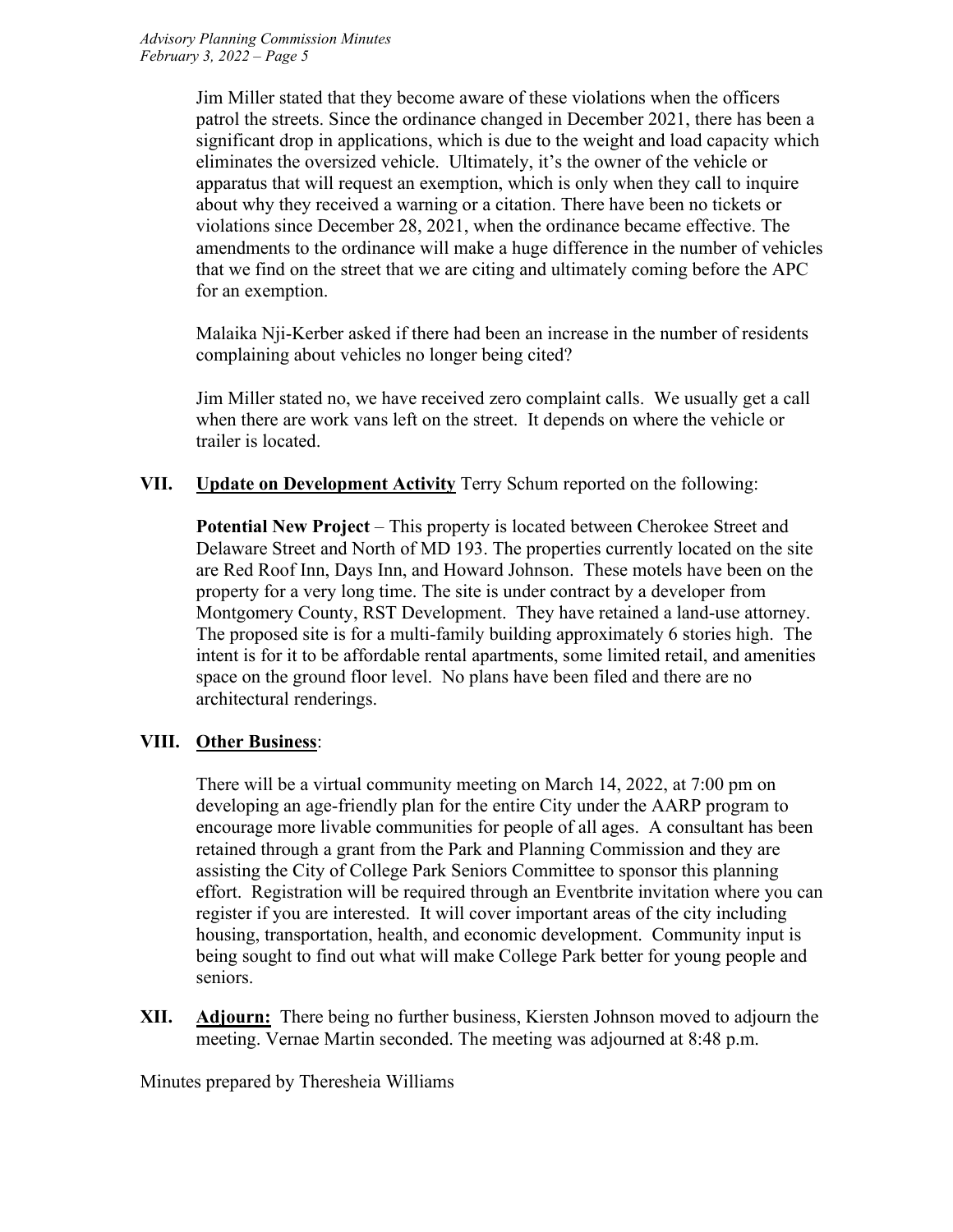Jim Miller stated that they become aware of these violations when the officers patrol the streets. Since the ordinance changed in December 2021, there has been a significant drop in applications, which is due to the weight and load capacity which eliminates the oversized vehicle. Ultimately, it's the owner of the vehicle or apparatus that will request an exemption, which is only when they call to inquire about why they received a warning or a citation. There have been no tickets or violations since December 28, 2021, when the ordinance became effective. The amendments to the ordinance will make a huge difference in the number of vehicles that we find on the street that we are citing and ultimately coming before the APC for an exemption.

Malaika Nji-Kerber asked if there had been an increase in the number of residents complaining about vehicles no longer being cited?

Jim Miller stated no, we have received zero complaint calls. We usually get a call when there are work vans left on the street. It depends on where the vehicle or trailer is located.

**VII. <u>Update on Development Activity</u>** Terry Schum reported on the following:

**Potential New Project** – This property is located between Cherokee Street and Delaware Street and North of MD 193. The properties currently located on the site are Red Roof Inn, Days Inn, and Howard Johnson. These motels have been on the property for a very long time. The site is under contract by a developer from Montgomery County, RST Development. They have retained a land-use attorney. The proposed site is for a multi-family building approximately 6 stories high. The intent is for it to be affordable rental apartments, some limited retail, and amenities space on the ground floor level. No plans have been filed and there are no architectural renderings.

**VIII. <u>Other Business</u>**:

There will be a virtual community meeting on March 14, 2022, at 7:00 pm on developing an age-friendly plan for the entire City under the AARP program to encourage more livable communities for people of all ages. A consultant has been retained through a grant from the Park and Planning Commission and they are assisting the City of College Park Seniors Committee to sponsor this planning effort. Registration will be required through an Eventbrite invitation where you can register if you are interested. It will cover important areas of the city including housing, transportation, health, and economic development. Community input is being sought to find out what will make College Park better for young people and seniors.

**XII. <u>Adjourn:</u>** There being no further business, Kiersten Johnson moved to adjourn the meeting. Vernae Martin seconded. The meeting was adjourned at 8:48 p.m.

Minutes prepared by Theresheia Williams